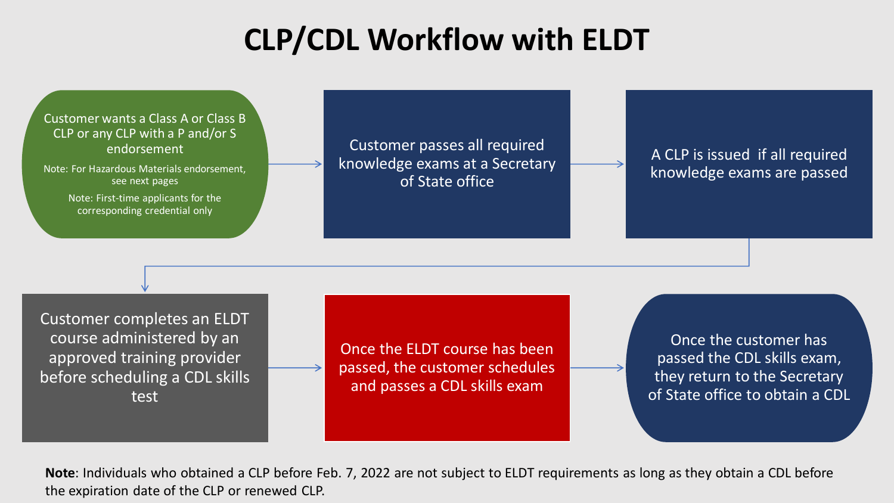# CLP/CDL Workflow with ELDT

1. Customer wants a Class A or Class B CLP or any CLP with a P and/or S endorsement
   - Note: For Hazardous Materials endorsement, see next pages
   - Note: First-time applicants for the corresponding credential only
2. Customer passes all required knowledge exams at a Secretary of State office
3. A CLP is issued if all required knowledge exams are passed
4. Customer completes an ELDT course administered by an approved training provider before scheduling a CDL skills test
5. Once the ELDT course has been passed, the customer schedules and passes a CDL skills exam
6. Once the customer has passed the CDL skills exam, they return to the Secretary of State office to obtain a CDL

**Note**: Individuals who obtained a CLP before Feb. 7, 2022 are not subject to ELDT requirements as long as they obtain a CDL before the expiration date of the CLP or renewed CLP.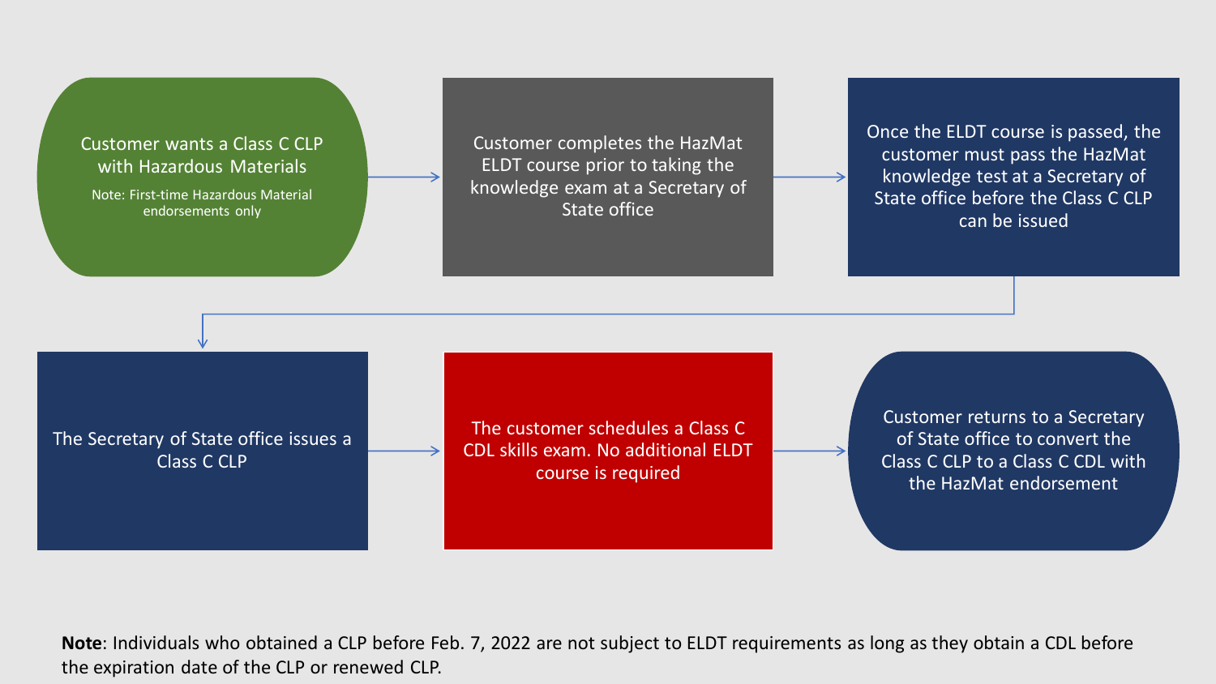Customer wants a Class C CLP with Hazardous Materials

Note: First-time Hazardous Material endorsements only

Customer completes the HazMat ELDT course prior to taking the knowledge exam at a Secretary of State office

Once the ELDT course is passed, the customer must pass the HazMat knowledge test at a Secretary of State office before the Class C CLP can be issued

The Secretary of State office issues a Class C CLP

The customer schedules a Class C CDL skills exam. No additional ELDT course is required

Customer returns to a Secretary of State office to convert the Class C CLP to a Class C CDL with the HazMat endorsement

**Note**: Individuals who obtained a CLP before Feb. 7, 2022 are not subject to ELDT requirements as long as they obtain a CDL before the expiration date of the CLP or renewed CLP.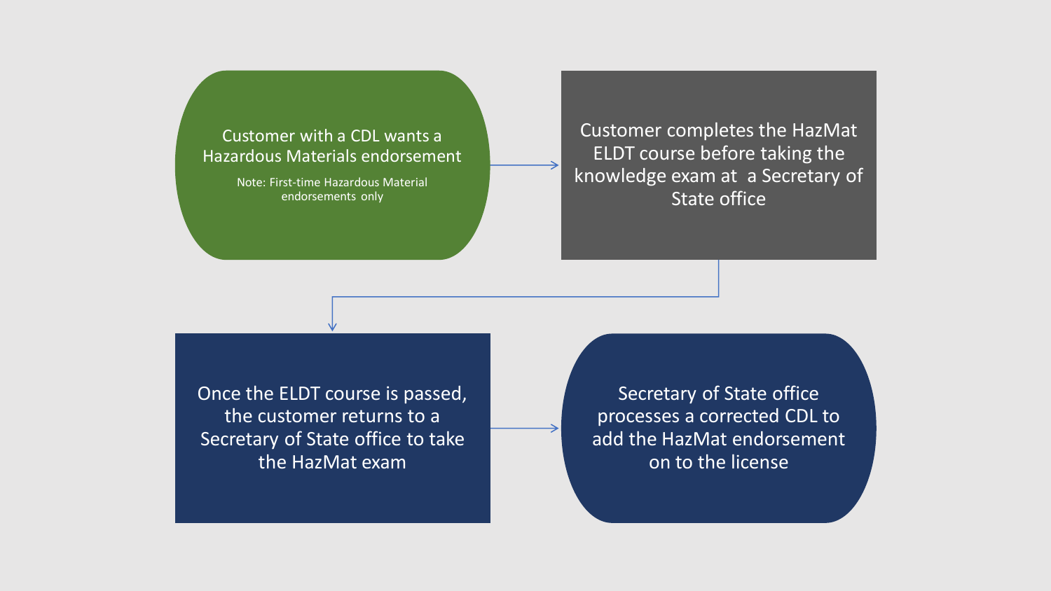Customer with a CDL wants a Hazardous Materials endorsement

Note: First-time Hazardous Material endorsements only

Customer completes the HazMat ELDT course before taking the knowledge exam at a Secretary of State office

Once the ELDT course is passed, the customer returns to a Secretary of State office to take the HazMat exam

Secretary of State office processes a corrected CDL to add the HazMat endorsement on to the license